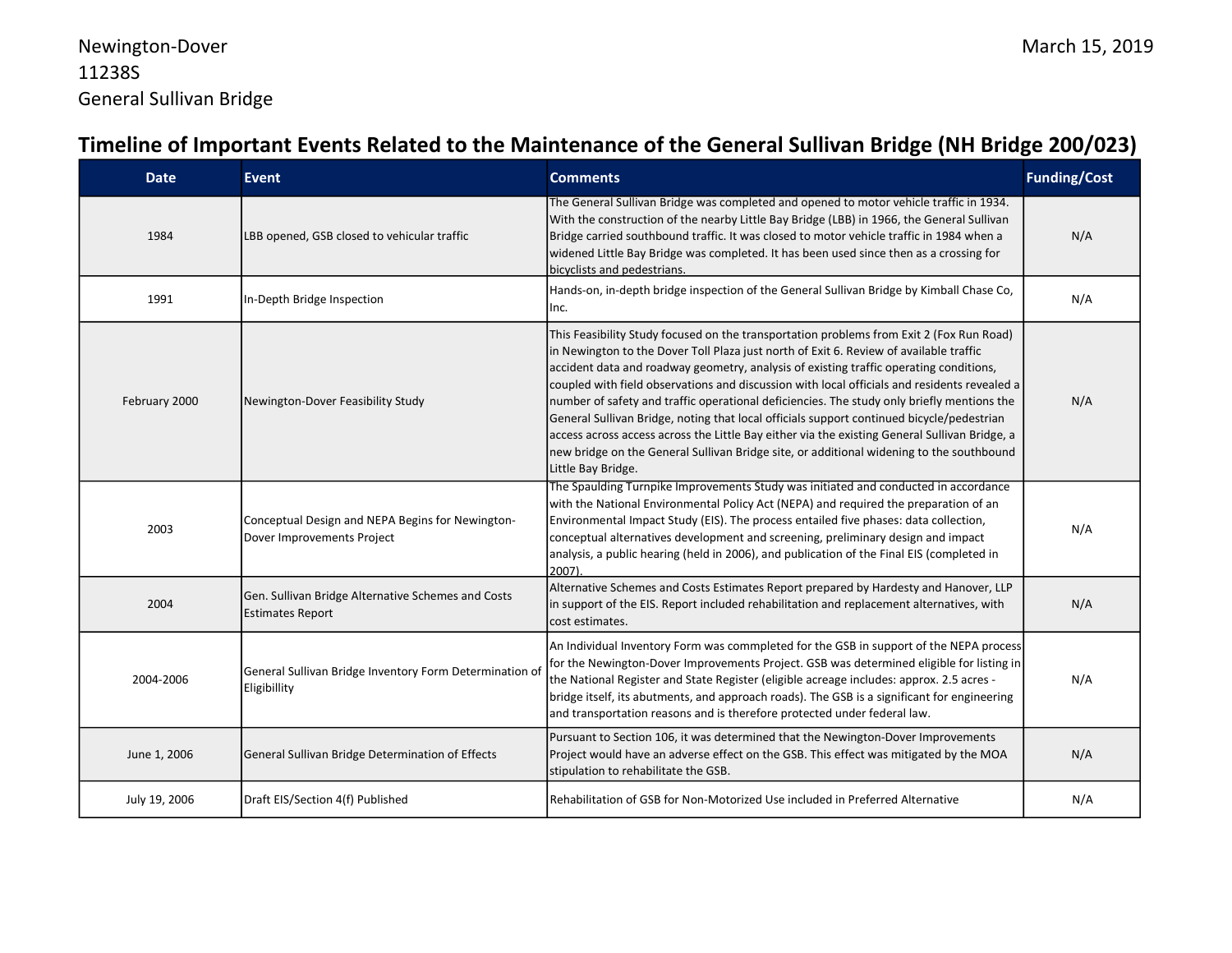Newington-Dover
11238S
General Sullivan Bridge

March 15, 2019

# Timeline of Important Events Related to the Maintenance of the General Sullivan Bridge (NH Bridge 200/023)

| Date | Event | Comments | Funding/Cost |
|---|---|---|---|
| 1984 | LBB opened, GSB closed to vehicular traffic | The General Sullivan Bridge was completed and opened to motor vehicle traffic in 1934. With the construction of the nearby Little Bay Bridge (LBB) in 1966, the General Sullivan Bridge carried southbound traffic. It was closed to motor vehicle traffic in 1984 when a widened Little Bay Bridge was completed. It has been used since then as a crossing for bicyclists and pedestrians. | N/A |
| 1991 | In-Depth Bridge Inspection | Hands-on, in-depth bridge inspection of the General Sullivan Bridge by Kimball Chase Co, Inc. | N/A |
| February 2000 | Newington-Dover Feasibility Study | This Feasibility Study focused on the transportation problems from Exit 2 (Fox Run Road) in Newington to the Dover Toll Plaza just north of Exit 6. Review of available traffic accident data and roadway geometry, analysis of existing traffic operating conditions, coupled with field observations and discussion with local officials and residents revealed a number of safety and traffic operational deficiencies. The study only briefly mentions the General Sullivan Bridge, noting that local officials support continued bicycle/pedestrian access across access across the Little Bay either via the existing General Sullivan Bridge, a new bridge on the General Sullivan Bridge site, or additional widening to the southbound Little Bay Bridge. | N/A |
| 2003 | Conceptual Design and NEPA Begins for Newington-Dover Improvements Project | The Spaulding Turnpike Improvements Study was initiated and conducted in accordance with the National Environmental Policy Act (NEPA) and required the preparation of an Environmental Impact Study (EIS). The process entailed five phases: data collection, conceptual alternatives development and screening, preliminary design and impact analysis, a public hearing (held in 2006), and publication of the Final EIS (completed in 2007). | N/A |
| 2004 | Gen. Sullivan Bridge Alternative Schemes and Costs Estimates Report | Alternative Schemes and Costs Estimates Report prepared by Hardesty and Hanover, LLP in support of the EIS. Report included rehabilitation and replacement alternatives, with cost estimates. | N/A |
| 2004-2006 | General Sullivan Bridge Inventory Form Determination of Eligibillity | An Individual Inventory Form was commpleted for the GSB in support of the NEPA process for the Newington-Dover Improvements Project. GSB was determined eligible for listing in the National Register and State Register (eligible acreage includes: approx. 2.5 acres - bridge itself, its abutments, and approach roads). The GSB is a significant for engineering and transportation reasons and is therefore protected under federal law. | N/A |
| June 1, 2006 | General Sullivan Bridge Determination of Effects | Pursuant to Section 106, it was determined that the Newington-Dover Improvements Project would have an adverse effect on the GSB. This effect was mitigated by the MOA stipulation to rehabilitate the GSB. | N/A |
| July 19, 2006 | Draft EIS/Section 4(f) Published | Rehabilitation of GSB for Non-Motorized Use included in Preferred Alternative | N/A |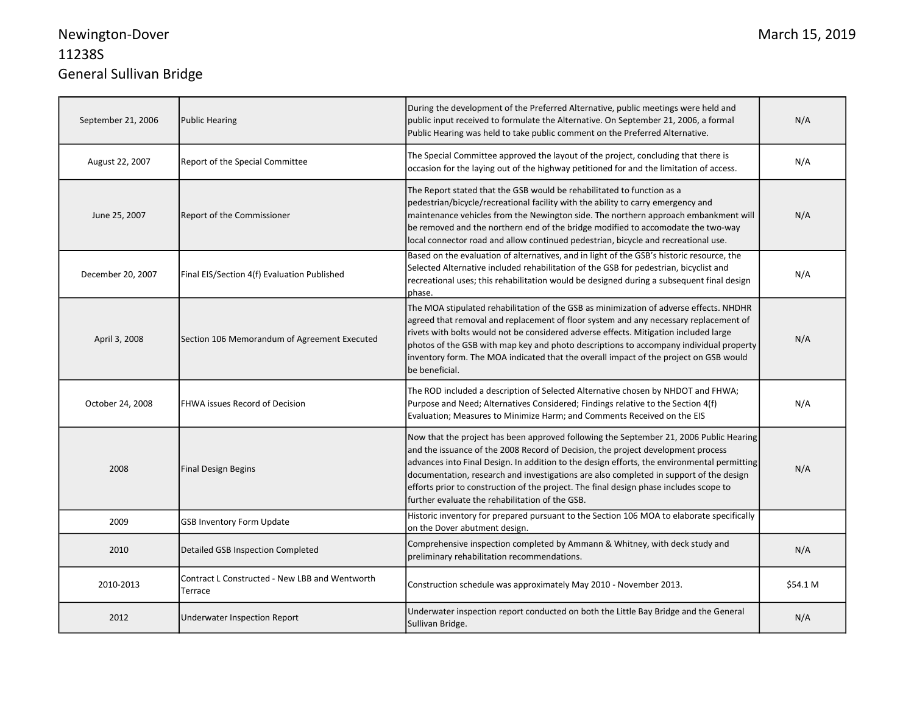Newington-Dover
11238S
General Sullivan Bridge

| | | | |
|---|---|---|---|
| September 21, 2006 | Public Hearing | During the development of the Preferred Alternative, public meetings were held and public input received to formulate the Alternative. On September 21, 2006, a formal Public Hearing was held to take public comment on the Preferred Alternative. | N/A |
| August 22, 2007 | Report of the Special Committee | The Special Committee approved the layout of the project, concluding that there is occasion for the laying out of the highway petitioned for and the limitation of access. | N/A |
| June 25, 2007 | Report of the Commissioner | The Report stated that the GSB would be rehabilitated to function as a pedestrian/bicycle/recreational facility with the ability to carry emergency and maintenance vehicles from the Newington side. The northern approach embankment will be removed and the northern end of the bridge modified to accomodate the two-way local connector road and allow continued pedestrian, bicycle and recreational use. | N/A |
| December 20, 2007 | Final EIS/Section 4(f) Evaluation Published | Based on the evaluation of alternatives, and in light of the GSB's historic resource, the Selected Alternative included rehabilitation of the GSB for pedestrian, bicyclist and recreational uses; this rehabilitation would be designed during a subsequent final design phase. | N/A |
| April 3, 2008 | Section 106 Memorandum of Agreement Executed | The MOA stipulated rehabilitation of the GSB as minimization of adverse effects. NHDHR agreed that removal and replacement of floor system and any necessary replacement of rivets with bolts would not be considered adverse effects. Mitigation included large photos of the GSB with map key and photo descriptions to accompany individual property inventory form. The MOA indicated that the overall impact of the project on GSB would be beneficial. | N/A |
| October 24, 2008 | FHWA issues Record of Decision | The ROD included a description of Selected Alternative chosen by NHDOT and FHWA; Purpose and Need; Alternatives Considered; Findings relative to the Section 4(f) Evaluation; Measures to Minimize Harm; and Comments Received on the EIS | N/A |
| 2008 | Final Design Begins | Now that the project has been approved following the September 21, 2006 Public Hearing and the issuance of the 2008 Record of Decision, the project development process advances into Final Design. In addition to the design efforts, the environmental permitting documentation, research and investigations are also completed in support of the design efforts prior to construction of the project. The final design phase includes scope to further evaluate the rehabilitation of the GSB. | N/A |
| 2009 | GSB Inventory Form Update | Historic inventory for prepared pursuant to the Section 106 MOA to elaborate specifically on the Dover abutment design. | |
| 2010 | Detailed GSB Inspection Completed | Comprehensive inspection completed by Ammann & Whitney, with deck study and preliminary rehabilitation recommendations. | N/A |
| 2010-2013 | Contract L Constructed - New LBB and Wentworth Terrace | Construction schedule was approximately May 2010 - November 2013. | $54.1 M |
| 2012 | Underwater Inspection Report | Underwater inspection report conducted on both the Little Bay Bridge and the General Sullivan Bridge. | N/A |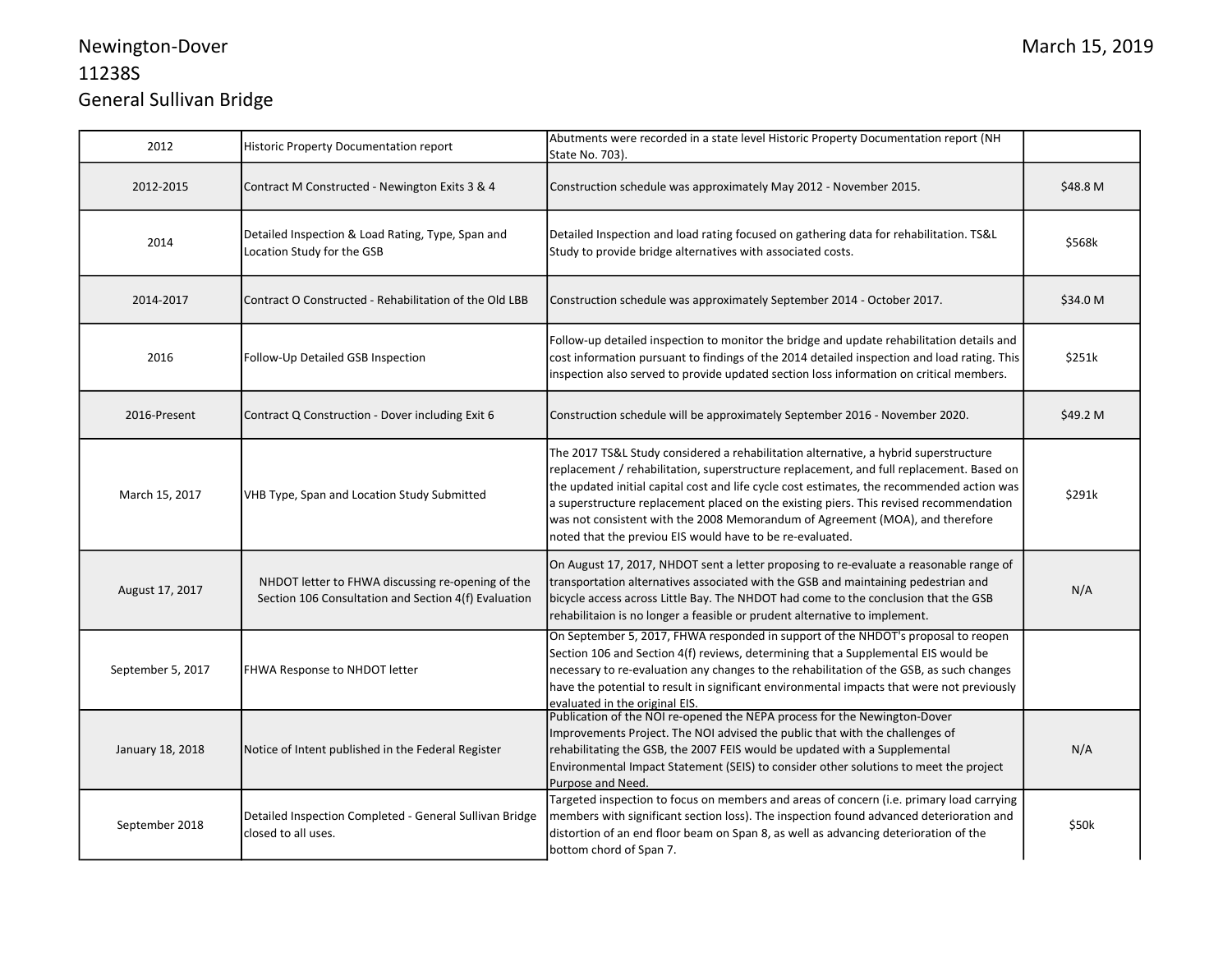Newington-Dover
11238S
General Sullivan Bridge

March 15, 2019

| | | | |
|---|---|---|---|
| 2012 | Historic Property Documentation report | Abutments were recorded in a state level Historic Property Documentation report (NH State No. 703). | |
| 2012-2015 | Contract M Constructed - Newington Exits 3 & 4 | Construction schedule was approximately May 2012 - November 2015. | $48.8 M |
| 2014 | Detailed Inspection & Load Rating, Type, Span and Location Study for the GSB | Detailed Inspection and load rating focused on gathering data for rehabilitation. TS&L Study to provide bridge alternatives with associated costs. | $568k |
| 2014-2017 | Contract O Constructed - Rehabilitation of the Old LBB | Construction schedule was approximately September 2014 - October 2017. | $34.0 M |
| 2016 | Follow-Up Detailed GSB Inspection | Follow-up detailed inspection to monitor the bridge and update rehabilitation details and cost information pursuant to findings of the 2014 detailed inspection and load rating. This inspection also served to provide updated section loss information on critical members. | $251k |
| 2016-Present | Contract Q Construction - Dover including Exit 6 | Construction schedule will be approximately September 2016 - November 2020. | $49.2 M |
| March 15, 2017 | VHB Type, Span and Location Study Submitted | The 2017 TS&L Study considered a rehabilitation alternative, a hybrid superstructure replacement / rehabilitation, superstructure replacement, and full replacement. Based on the updated initial capital cost and life cycle cost estimates, the recommended action was a superstructure replacement placed on the existing piers. This revised recommendation was not consistent with the 2008 Memorandum of Agreement (MOA), and therefore noted that the previou EIS would have to be re-evaluated. | $291k |
| August 17, 2017 | NHDOT letter to FHWA discussing re-opening of the Section 106 Consultation and Section 4(f) Evaluation | On August 17, 2017, NHDOT sent a letter proposing to re-evaluate a reasonable range of transportation alternatives associated with the GSB and maintaining pedestrian and bicycle access across Little Bay. The NHDOT had come to the conclusion that the GSB rehabilitaion is no longer a feasible or prudent alternative to implement. | N/A |
| September 5, 2017 | FHWA Response to NHDOT letter | On September 5, 2017, FHWA responded in support of the NHDOT's proposal to reopen Section 106 and Section 4(f) reviews, determining that a Supplemental EIS would be necessary to re-evaluation any changes to the rehabilitation of the GSB, as such changes have the potential to result in significant environmental impacts that were not previously evaluated in the original EIS. | |
| January 18, 2018 | Notice of Intent published in the Federal Register | Publication of the NOI re-opened the NEPA process for the Newington-Dover Improvements Project. The NOI advised the public that with the challenges of rehabilitating the GSB, the 2007 FEIS would be updated with a Supplemental Environmental Impact Statement (SEIS) to consider other solutions to meet the project Purpose and Need. | N/A |
| September 2018 | Detailed Inspection Completed - General Sullivan Bridge closed to all uses. | Targeted inspection to focus on members and areas of concern (i.e. primary load carrying members with significant section loss). The inspection found advanced deterioration and distortion of an end floor beam on Span 8, as well as advancing deterioration of the bottom chord of Span 7. | $50k |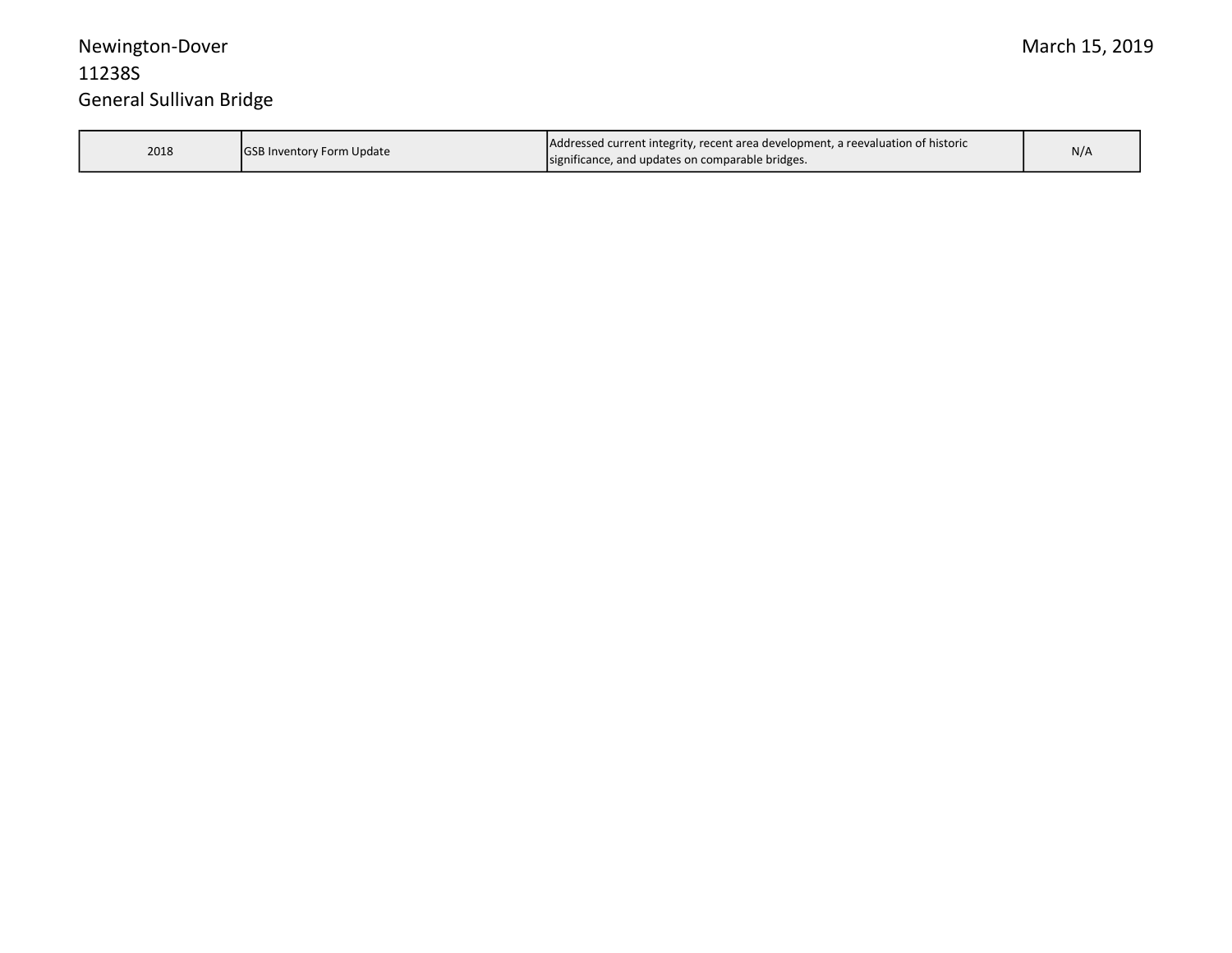| | | | |
|---|---|---|---|
| 2018 | GSB Inventory Form Update | Addressed current integrity, recent area development, a reevaluation of historic significance, and updates on comparable bridges. | N/A |